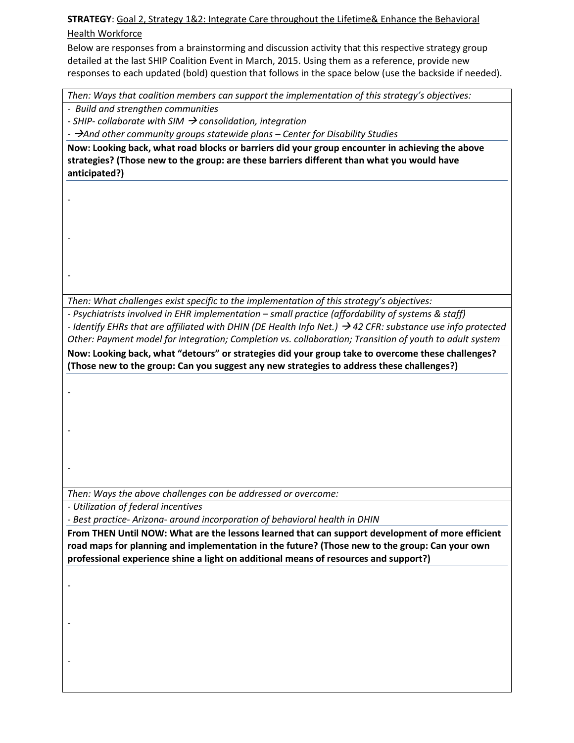**STRATEGY**: Goal 2, Strategy 1&2: Integrate Care throughout the Lifetime& Enhance the Behavioral Health Workforce

Below are responses from a brainstorming and discussion activity that this respective strategy group detailed at the last SHIP Coalition Event in March, 2015. Using them as a reference, provide new responses to each updated (bold) question that follows in the space below (use the backside if needed).

*Then: Ways that coalition members can support the implementation of this strategy's objectives:*

- *Build and strengthen communities*
- *SHIP- collaborate with SIM → consolidation, integration*
- *→And other community groups statewide plans – Center for Disability Studies*

**Now: Looking back, what road blocks or barriers did your group encounter in achieving the above strategies? (Those new to the group: are these barriers different than what you would have anticipated?)**

-

-

-

*Then: What challenges exist specific to the implementation of this strategy's objectives:*

- *Psychiatrists involved in EHR implementation – small practice (affordability of systems & staff)*
- *Identify EHRs that are affiliated with DHIN (DE Health Info Net.) → 42 CFR: substance use info protected*

*Other: Payment model for integration; Completion vs. collaboration; Transition of youth to adult system*

**Now: Looking back, what "detours" or strategies did your group take to overcome these challenges? (Those new to the group: Can you suggest any new strategies to address these challenges?)**

-

-

-

*Then: Ways the above challenges can be addressed or overcome:*

- *Utilization of federal incentives*
- *Best practice- Arizona- around incorporation of behavioral health in DHIN*

**From THEN Until NOW: What are the lessons learned that can support development of more efficient road maps for planning and implementation in the future? (Those new to the group: Can your own professional experience shine a light on additional means of resources and support?)**

-

-

-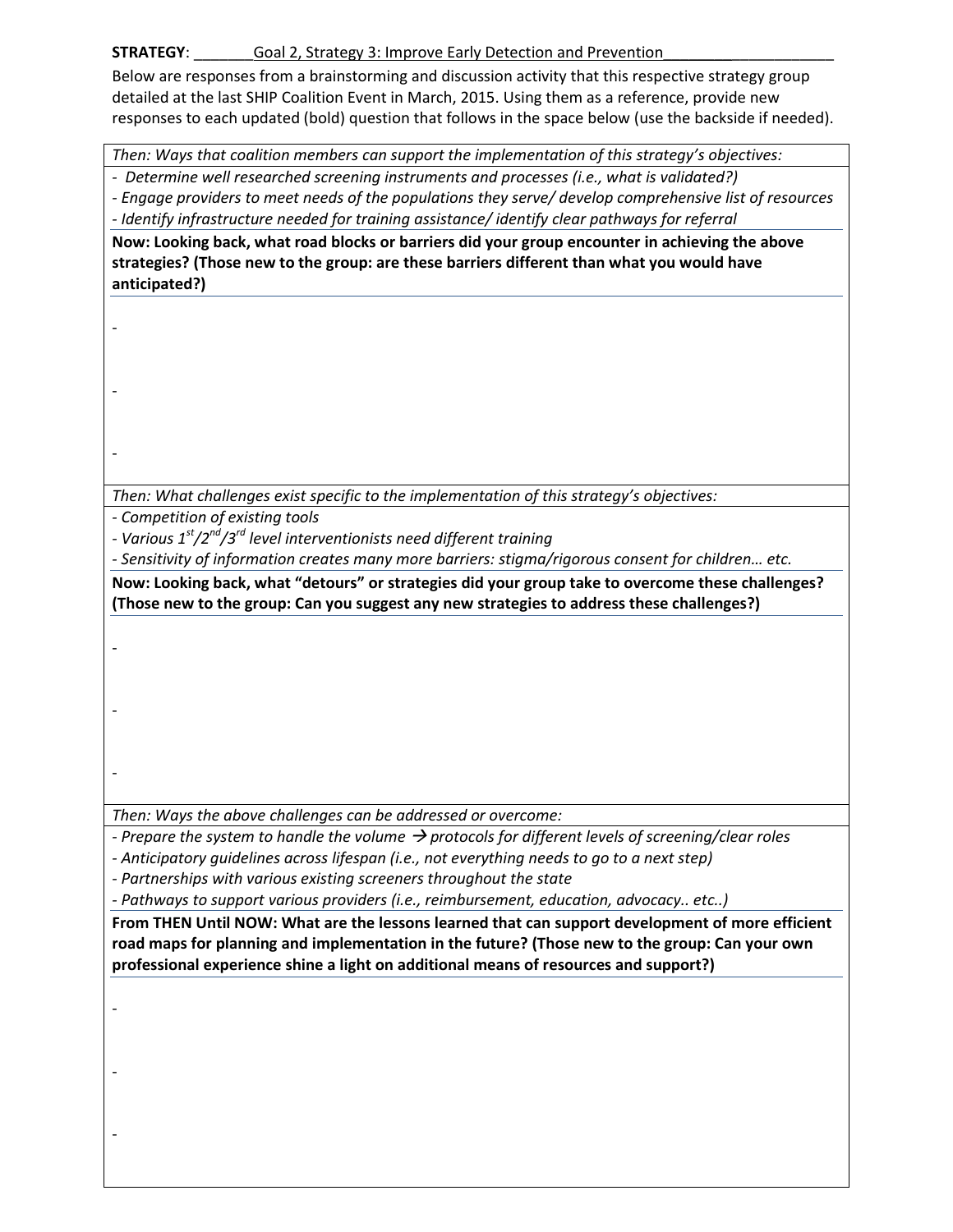**STRATEGY**: \_\_\_\_\_\_\_Goal 2, Strategy 3: Improve Early Detection and Prevention\_\_\_\_\_\_\_\_\_\_\_\_\_\_\_\_\_\_\_\_

Below are responses from a brainstorming and discussion activity that this respective strategy group detailed at the last SHIP Coalition Event in March, 2015. Using them as a reference, provide new responses to each updated (bold) question that follows in the space below (use the backside if needed).

*Then: Ways that coalition members can support the implementation of this strategy's objectives:*

- *Determine well researched screening instruments and processes (i.e., what is validated?)*
- *Engage providers to meet needs of the populations they serve/ develop comprehensive list of resources*
- *Identify infrastructure needed for training assistance/ identify clear pathways for referral*

**Now: Looking back, what road blocks or barriers did your group encounter in achieving the above strategies? (Those new to the group: are these barriers different than what you would have anticipated?)**

-

-

-

*Then: What challenges exist specific to the implementation of this strategy's objectives:*

- *Competition of existing tools*
- *Various 1st/2nd/3rd level interventionists need different training*
- *Sensitivity of information creates many more barriers: stigma/rigorous consent for children… etc.*

**Now: Looking back, what "detours" or strategies did your group take to overcome these challenges? (Those new to the group: Can you suggest any new strategies to address these challenges?)**

-

-

-

*Then: Ways the above challenges can be addressed or overcome:*

- *Prepare the system to handle the volume → protocols for different levels of screening/clear roles*
- *Anticipatory guidelines across lifespan (i.e., not everything needs to go to a next step)*
- *Partnerships with various existing screeners throughout the state*
- *Pathways to support various providers (i.e., reimbursement, education, advocacy.. etc..)*

**From THEN Until NOW: What are the lessons learned that can support development of more efficient road maps for planning and implementation in the future? (Those new to the group: Can your own professional experience shine a light on additional means of resources and support?)**

-

-

-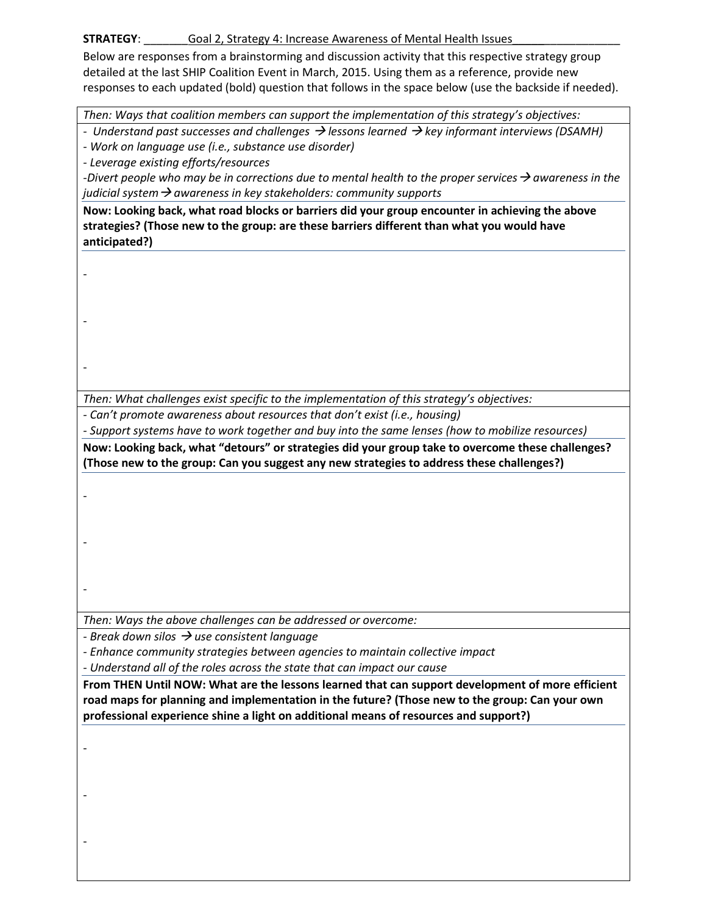**STRATEGY**: _______Goal 2, Strategy 4: Increase Awareness of Mental Health Issues_______________

Below are responses from a brainstorming and discussion activity that this respective strategy group detailed at the last SHIP Coalition Event in March, 2015. Using them as a reference, provide new responses to each updated (bold) question that follows in the space below (use the backside if needed).

*Then: Ways that coalition members can support the implementation of this strategy's objectives:*

- *Understand past successes and challenges → lessons learned → key informant interviews (DSAMH)*
- *Work on language use (i.e., substance use disorder)*
- *Leverage existing efforts/resources*
- *Divert people who may be in corrections due to mental health to the proper services → awareness in the judicial system → awareness in key stakeholders: community supports*

**Now: Looking back, what road blocks or barriers did your group encounter in achieving the above strategies? (Those new to the group: are these barriers different than what you would have anticipated?)**

-

-

-

*Then: What challenges exist specific to the implementation of this strategy's objectives:*

- *Can't promote awareness about resources that don't exist (i.e., housing)*
- *Support systems have to work together and buy into the same lenses (how to mobilize resources)*

**Now: Looking back, what "detours" or strategies did your group take to overcome these challenges? (Those new to the group: Can you suggest any new strategies to address these challenges?)**

-

-

-

*Then: Ways the above challenges can be addressed or overcome:*

- *Break down silos → use consistent language*
- *Enhance community strategies between agencies to maintain collective impact*
- *Understand all of the roles across the state that can impact our cause*

**From THEN Until NOW: What are the lessons learned that can support development of more efficient road maps for planning and implementation in the future? (Those new to the group: Can your own professional experience shine a light on additional means of resources and support?)**

-

-

-